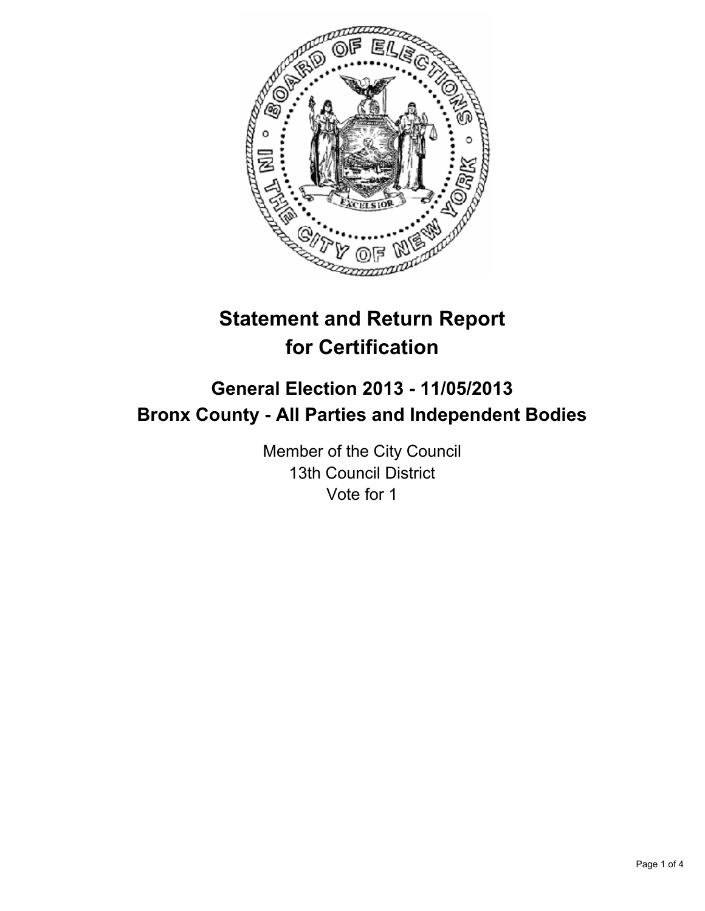# Statement and Return Report for Certification

## General Election 2013 - 11/05/2013
## Bronx County - All Parties and Independent Bodies

Member of the City Council
13th Council District
Vote for 1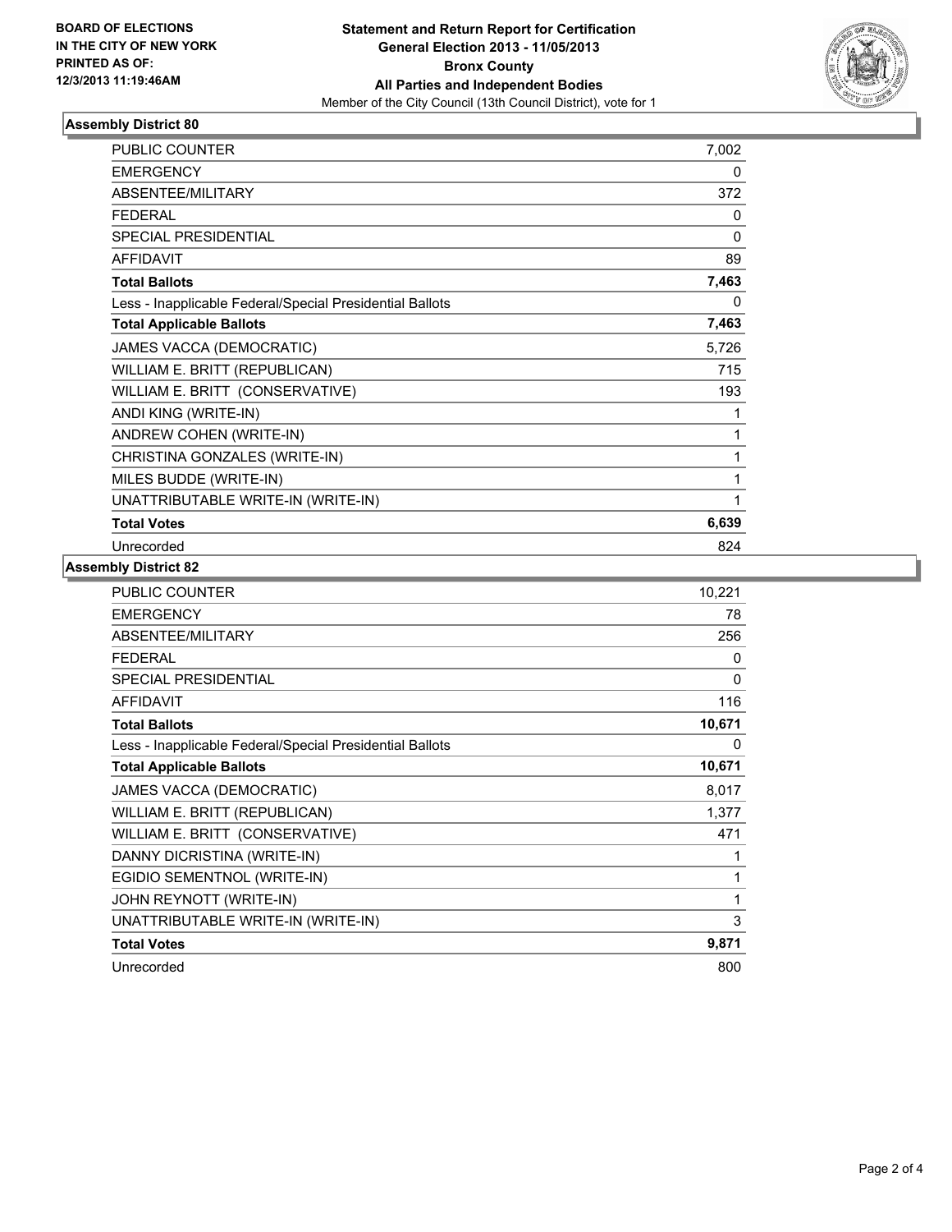BOARD OF ELECTIONS
IN THE CITY OF NEW YORK
PRINTED AS OF:
12/3/2013 11:19:46AM

**Statement and Return Report for Certification**
**General Election 2013 - 11/05/2013**
**Bronx County**
**All Parties and Independent Bodies**
Member of the City Council (13th Council District), vote for 1

## Assembly District 80

| | |
|---|---|
| PUBLIC COUNTER | 7,002 |
| EMERGENCY | 0 |
| ABSENTEE/MILITARY | 372 |
| FEDERAL | 0 |
| SPECIAL PRESIDENTIAL | 0 |
| AFFIDAVIT | 89 |
| **Total Ballots** | **7,463** |
| Less - Inapplicable Federal/Special Presidential Ballots | 0 |
| **Total Applicable Ballots** | **7,463** |
| JAMES VACCA (DEMOCRATIC) | 5,726 |
| WILLIAM E. BRITT (REPUBLICAN) | 715 |
| WILLIAM E. BRITT (CONSERVATIVE) | 193 |
| ANDI KING (WRITE-IN) | 1 |
| ANDREW COHEN (WRITE-IN) | 1 |
| CHRISTINA GONZALES (WRITE-IN) | 1 |
| MILES BUDDE (WRITE-IN) | 1 |
| UNATTRIBUTABLE WRITE-IN (WRITE-IN) | 1 |
| **Total Votes** | **6,639** |
| Unrecorded | 824 |

## Assembly District 82

| | |
|---|---|
| PUBLIC COUNTER | 10,221 |
| EMERGENCY | 78 |
| ABSENTEE/MILITARY | 256 |
| FEDERAL | 0 |
| SPECIAL PRESIDENTIAL | 0 |
| AFFIDAVIT | 116 |
| **Total Ballots** | **10,671** |
| Less - Inapplicable Federal/Special Presidential Ballots | 0 |
| **Total Applicable Ballots** | **10,671** |
| JAMES VACCA (DEMOCRATIC) | 8,017 |
| WILLIAM E. BRITT (REPUBLICAN) | 1,377 |
| WILLIAM E. BRITT (CONSERVATIVE) | 471 |
| DANNY DICRISTINA (WRITE-IN) | 1 |
| EGIDIO SEMENTNOL (WRITE-IN) | 1 |
| JOHN REYNOTT (WRITE-IN) | 1 |
| UNATTRIBUTABLE WRITE-IN (WRITE-IN) | 3 |
| **Total Votes** | **9,871** |
| Unrecorded | 800 |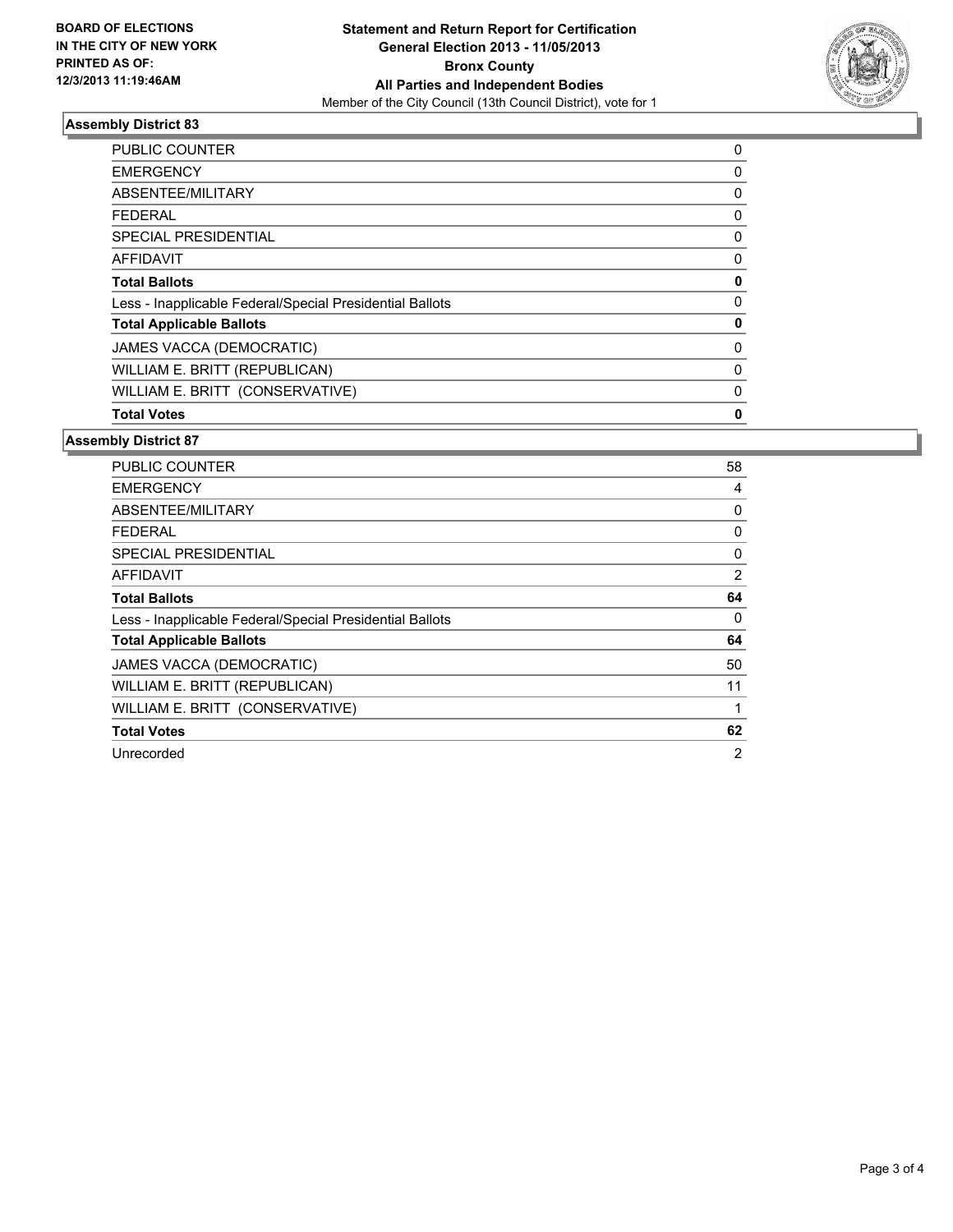BOARD OF ELECTIONS
IN THE CITY OF NEW YORK
PRINTED AS OF:
12/3/2013 11:19:46AM

**Statement and Return Report for Certification**
**General Election 2013 - 11/05/2013**
**Bronx County**
**All Parties and Independent Bodies**
Member of the City Council (13th Council District), vote for 1

## Assembly District 83

| | |
|---|---|
| PUBLIC COUNTER | 0 |
| EMERGENCY | 0 |
| ABSENTEE/MILITARY | 0 |
| FEDERAL | 0 |
| SPECIAL PRESIDENTIAL | 0 |
| AFFIDAVIT | 0 |
| **Total Ballots** | **0** |
| Less - Inapplicable Federal/Special Presidential Ballots | 0 |
| **Total Applicable Ballots** | **0** |
| JAMES VACCA (DEMOCRATIC) | 0 |
| WILLIAM E. BRITT (REPUBLICAN) | 0 |
| WILLIAM E. BRITT (CONSERVATIVE) | 0 |
| **Total Votes** | **0** |

## Assembly District 87

| | |
|---|---|
| PUBLIC COUNTER | 58 |
| EMERGENCY | 4 |
| ABSENTEE/MILITARY | 0 |
| FEDERAL | 0 |
| SPECIAL PRESIDENTIAL | 0 |
| AFFIDAVIT | 2 |
| **Total Ballots** | **64** |
| Less - Inapplicable Federal/Special Presidential Ballots | 0 |
| **Total Applicable Ballots** | **64** |
| JAMES VACCA (DEMOCRATIC) | 50 |
| WILLIAM E. BRITT (REPUBLICAN) | 11 |
| WILLIAM E. BRITT (CONSERVATIVE) | 1 |
| **Total Votes** | **62** |
| Unrecorded | 2 |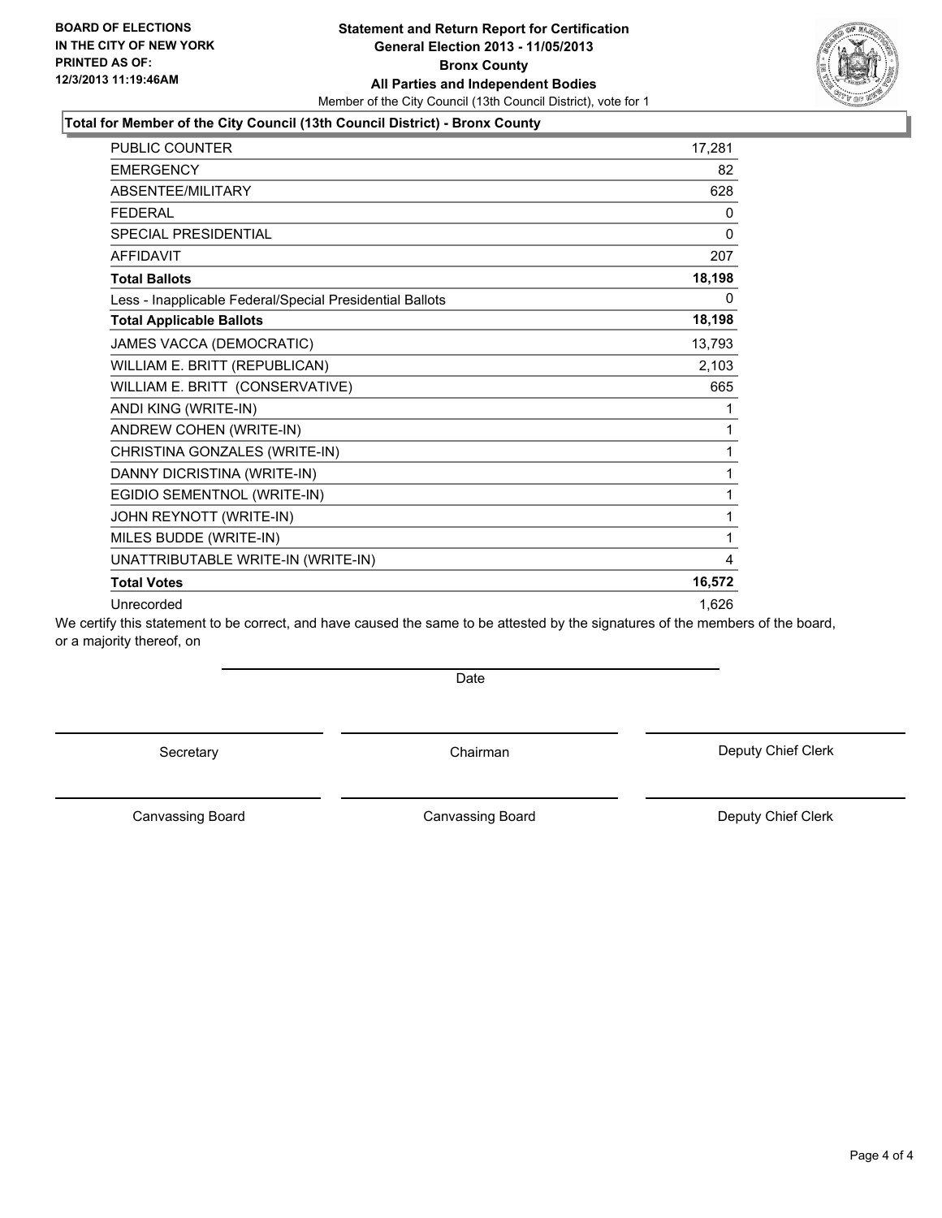**BOARD OF ELECTIONS IN THE CITY OF NEW YORK PRINTED AS OF: 12/3/2013 11:19:46AM**

**Statement and Return Report for Certification**
**General Election 2013 - 11/05/2013**
**Bronx County**
**All Parties and Independent Bodies**
Member of the City Council (13th Council District), vote for 1

**Total for Member of the City Council (13th Council District) - Bronx County**

| | |
|---|---|
| PUBLIC COUNTER | 17,281 |
| EMERGENCY | 82 |
| ABSENTEE/MILITARY | 628 |
| FEDERAL | 0 |
| SPECIAL PRESIDENTIAL | 0 |
| AFFIDAVIT | 207 |
| **Total Ballots** | **18,198** |
| Less - Inapplicable Federal/Special Presidential Ballots | 0 |
| **Total Applicable Ballots** | **18,198** |
| JAMES VACCA (DEMOCRATIC) | 13,793 |
| WILLIAM E. BRITT (REPUBLICAN) | 2,103 |
| WILLIAM E. BRITT (CONSERVATIVE) | 665 |
| ANDI KING (WRITE-IN) | 1 |
| ANDREW COHEN (WRITE-IN) | 1 |
| CHRISTINA GONZALES (WRITE-IN) | 1 |
| DANNY DICRISTINA (WRITE-IN) | 1 |
| EGIDIO SEMENTNOL (WRITE-IN) | 1 |
| JOHN REYNOTT (WRITE-IN) | 1 |
| MILES BUDDE (WRITE-IN) | 1 |
| UNATTRIBUTABLE WRITE-IN (WRITE-IN) | 4 |
| **Total Votes** | **16,572** |
| Unrecorded | 1,626 |

We certify this statement to be correct, and have caused the same to be attested by the signatures of the members of the board, or a majority thereof, on

Date

Secretary | Chairman | Deputy Chief Clerk

Canvassing Board | Canvassing Board | Deputy Chief Clerk